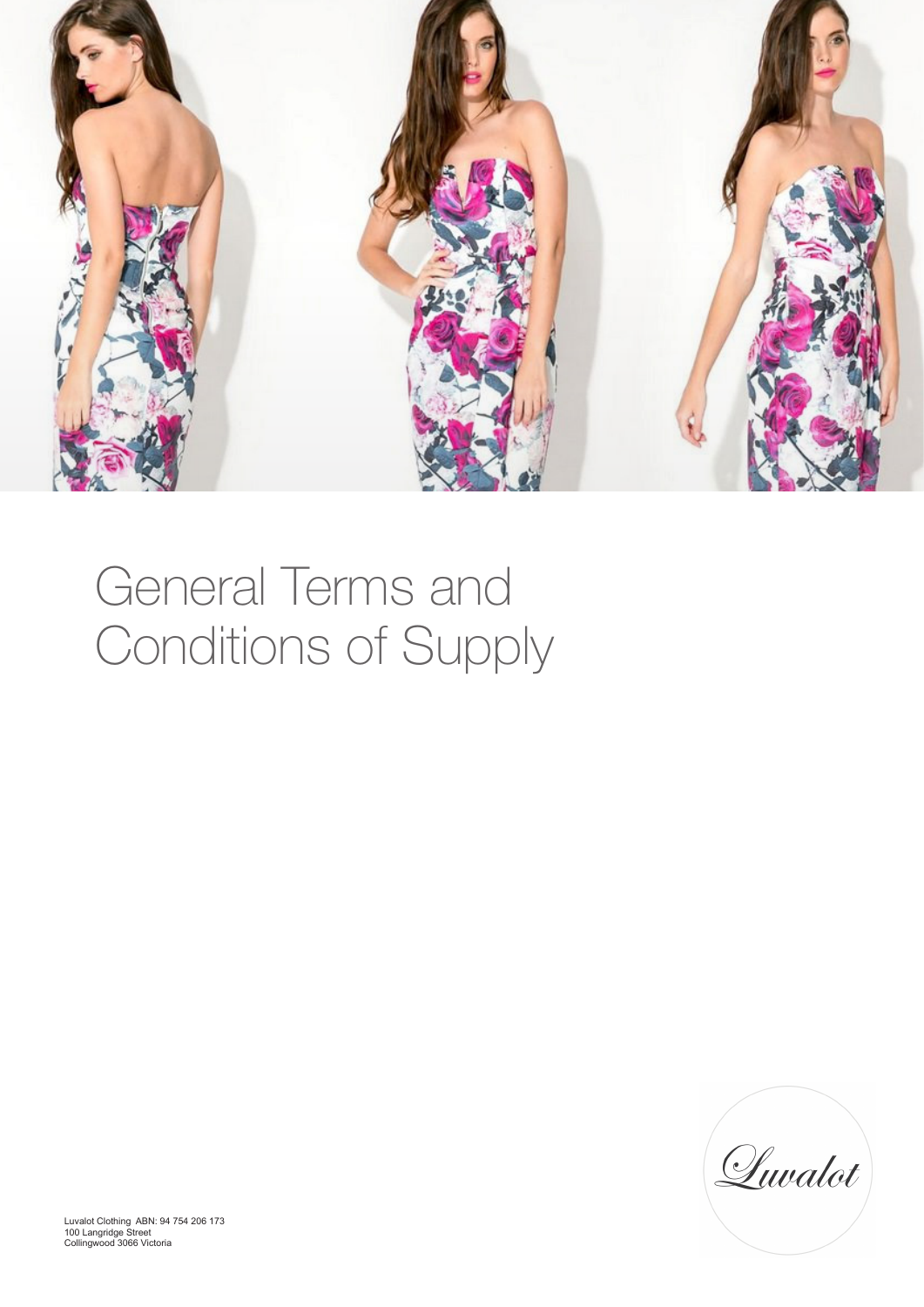# General Terms and Conditions of Supply

Luvalot

Luvalot Clothing ABN: 94 754 206 173
100 Langridge Street
Collingwood 3066 Victoria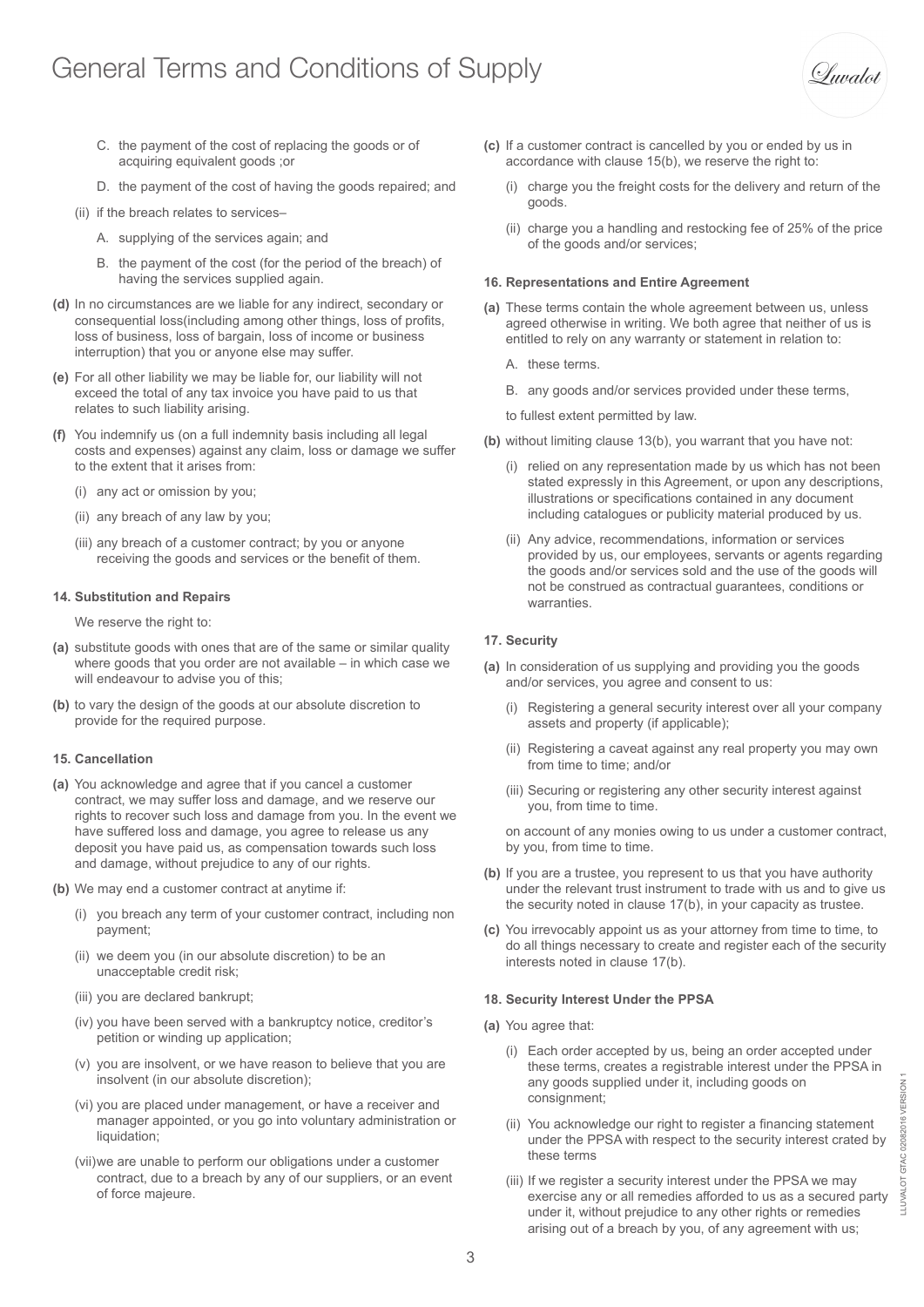C. the payment of the cost of replacing the goods or of acquiring equivalent goods ;or

D. the payment of the cost of having the goods repaired; and

(ii) if the breach relates to services–

A. supplying of the services again; and

B. the payment of the cost (for the period of the breach) of having the services supplied again.

**(d)** In no circumstances are we liable for any indirect, secondary or consequential loss(including among other things, loss of profits, loss of business, loss of bargain, loss of income or business interruption) that you or anyone else may suffer.

**(e)** For all other liability we may be liable for, our liability will not exceed the total of any tax invoice you have paid to us that relates to such liability arising.

**(f)** You indemnify us (on a full indemnity basis including all legal costs and expenses) against any claim, loss or damage we suffer to the extent that it arises from:

(i) any act or omission by you;

(ii) any breach of any law by you;

(iii) any breach of a customer contract; by you or anyone receiving the goods and services or the benefit of them.

#### 14. Substitution and Repairs

We reserve the right to:

**(a)** substitute goods with ones that are of the same or similar quality where goods that you order are not available – in which case we will endeavour to advise you of this;

**(b)** to vary the design of the goods at our absolute discretion to provide for the required purpose.

#### 15. Cancellation

**(a)** You acknowledge and agree that if you cancel a customer contract, we may suffer loss and damage, and we reserve our rights to recover such loss and damage from you. In the event we have suffered loss and damage, you agree to release us any deposit you have paid us, as compensation towards such loss and damage, without prejudice to any of our rights.

**(b)** We may end a customer contract at anytime if:

(i) you breach any term of your customer contract, including non payment;

(ii) we deem you (in our absolute discretion) to be an unacceptable credit risk;

(iii) you are declared bankrupt;

(iv) you have been served with a bankruptcy notice, creditor's petition or winding up application;

(v) you are insolvent, or we have reason to believe that you are insolvent (in our absolute discretion);

(vi) you are placed under management, or have a receiver and manager appointed, or you go into voluntary administration or liquidation;

(vii)we are unable to perform our obligations under a customer contract, due to a breach by any of our suppliers, or an event of force majeure.

**(c)** If a customer contract is cancelled by you or ended by us in accordance with clause 15(b), we reserve the right to:

(i) charge you the freight costs for the delivery and return of the goods.

(ii) charge you a handling and restocking fee of 25% of the price of the goods and/or services;

#### 16. Representations and Entire Agreement

**(a)** These terms contain the whole agreement between us, unless agreed otherwise in writing. We both agree that neither of us is entitled to rely on any warranty or statement in relation to:

A. these terms.

B. any goods and/or services provided under these terms,

to fullest extent permitted by law.

**(b)** without limiting clause 13(b), you warrant that you have not:

(i) relied on any representation made by us which has not been stated expressly in this Agreement, or upon any descriptions, illustrations or specifications contained in any document including catalogues or publicity material produced by us.

(ii) Any advice, recommendations, information or services provided by us, our employees, servants or agents regarding the goods and/or services sold and the use of the goods will not be construed as contractual guarantees, conditions or warranties.

#### 17. Security

**(a)** In consideration of us supplying and providing you the goods and/or services, you agree and consent to us:

(i) Registering a general security interest over all your company assets and property (if applicable);

(ii) Registering a caveat against any real property you may own from time to time; and/or

(iii) Securing or registering any other security interest against you, from time to time.

on account of any monies owing to us under a customer contract, by you, from time to time.

**(b)** If you are a trustee, you represent to us that you have authority under the relevant trust instrument to trade with us and to give us the security noted in clause 17(b), in your capacity as trustee.

**(c)** You irrevocably appoint us as your attorney from time to time, to do all things necessary to create and register each of the security interests noted in clause 17(b).

#### 18. Security Interest Under the PPSA

**(a)** You agree that:

(i) Each order accepted by us, being an order accepted under these terms, creates a registrable interest under the PPSA in any goods supplied under it, including goods on consignment;

(ii) You acknowledge our right to register a financing statement under the PPSA with respect to the security interest crated by these terms

(iii) If we register a security interest under the PPSA we may exercise any or all remedies afforded to us as a secured party under it, without prejudice to any other rights or remedies arising out of a breach by you, of any agreement with us;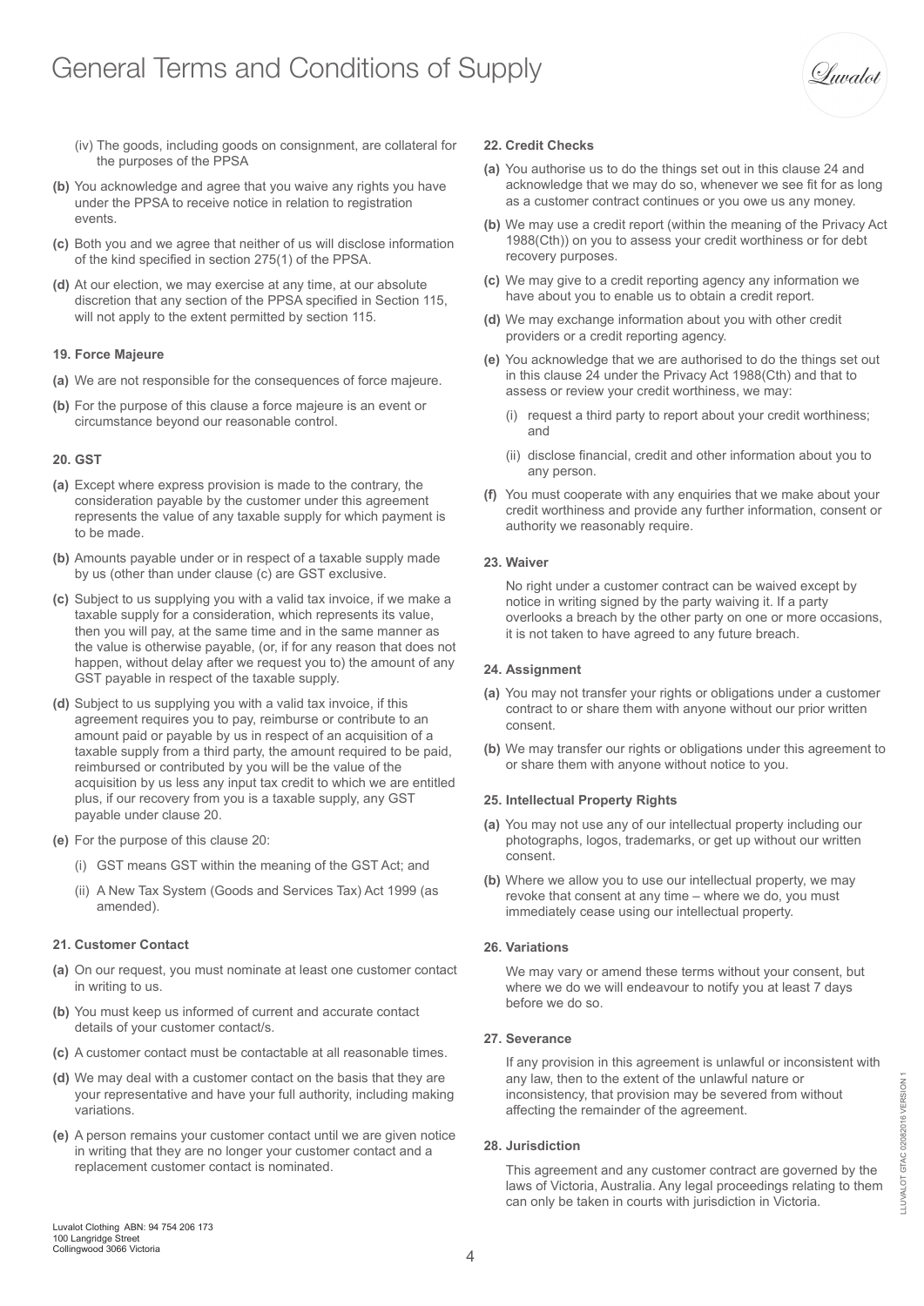(iv) The goods, including goods on consignment, are collateral for the purposes of the PPSA

**(b)** You acknowledge and agree that you waive any rights you have under the PPSA to receive notice in relation to registration events.

**(c)** Both you and we agree that neither of us will disclose information of the kind specified in section 275(1) of the PPSA.

**(d)** At our election, we may exercise at any time, at our absolute discretion that any section of the PPSA specified in Section 115, will not apply to the extent permitted by section 115.

#### 19. Force Majeure

**(a)** We are not responsible for the consequences of force majeure.

**(b)** For the purpose of this clause a force majeure is an event or circumstance beyond our reasonable control.

#### 20. GST

**(a)** Except where express provision is made to the contrary, the consideration payable by the customer under this agreement represents the value of any taxable supply for which payment is to be made.

**(b)** Amounts payable under or in respect of a taxable supply made by us (other than under clause (c) are GST exclusive.

**(c)** Subject to us supplying you with a valid tax invoice, if we make a taxable supply for a consideration, which represents its value, then you will pay, at the same time and in the same manner as the value is otherwise payable, (or, if for any reason that does not happen, without delay after we request you to) the amount of any GST payable in respect of the taxable supply.

**(d)** Subject to us supplying you with a valid tax invoice, if this agreement requires you to pay, reimburse or contribute to an amount paid or payable by us in respect of an acquisition of a taxable supply from a third party, the amount required to be paid, reimbursed or contributed by you will be the value of the acquisition by us less any input tax credit to which we are entitled plus, if our recovery from you is a taxable supply, any GST payable under clause 20.

**(e)** For the purpose of this clause 20:

(i) GST means GST within the meaning of the GST Act; and

(ii) A New Tax System (Goods and Services Tax) Act 1999 (as amended).

#### 21. Customer Contact

**(a)** On our request, you must nominate at least one customer contact in writing to us.

**(b)** You must keep us informed of current and accurate contact details of your customer contact/s.

**(c)** A customer contact must be contactable at all reasonable times.

**(d)** We may deal with a customer contact on the basis that they are your representative and have your full authority, including making variations.

**(e)** A person remains your customer contact until we are given notice in writing that they are no longer your customer contact and a replacement customer contact is nominated.

#### 22. Credit Checks

**(a)** You authorise us to do the things set out in this clause 24 and acknowledge that we may do so, whenever we see fit for as long as a customer contract continues or you owe us any money.

**(b)** We may use a credit report (within the meaning of the Privacy Act 1988(Cth)) on you to assess your credit worthiness or for debt recovery purposes.

**(c)** We may give to a credit reporting agency any information we have about you to enable us to obtain a credit report.

**(d)** We may exchange information about you with other credit providers or a credit reporting agency.

**(e)** You acknowledge that we are authorised to do the things set out in this clause 24 under the Privacy Act 1988(Cth) and that to assess or review your credit worthiness, we may:

(i) request a third party to report about your credit worthiness; and

(ii) disclose financial, credit and other information about you to any person.

**(f)** You must cooperate with any enquiries that we make about your credit worthiness and provide any further information, consent or authority we reasonably require.

#### 23. Waiver

No right under a customer contract can be waived except by notice in writing signed by the party waiving it. If a party overlooks a breach by the other party on one or more occasions, it is not taken to have agreed to any future breach.

#### 24. Assignment

**(a)** You may not transfer your rights or obligations under a customer contract to or share them with anyone without our prior written consent.

**(b)** We may transfer our rights or obligations under this agreement to or share them with anyone without notice to you.

#### 25. Intellectual Property Rights

**(a)** You may not use any of our intellectual property including our photographs, logos, trademarks, or get up without our written consent.

**(b)** Where we allow you to use our intellectual property, we may revoke that consent at any time – where we do, you must immediately cease using our intellectual property.

#### 26. Variations

We may vary or amend these terms without your consent, but where we do we will endeavour to notify you at least 7 days before we do so.

#### 27. Severance

If any provision in this agreement is unlawful or inconsistent with any law, then to the extent of the unlawful nature or inconsistency, that provision may be severed from without affecting the remainder of the agreement.

#### 28. Jurisdiction

This agreement and any customer contract are governed by the laws of Victoria, Australia. Any legal proceedings relating to them can only be taken in courts with jurisdiction in Victoria.